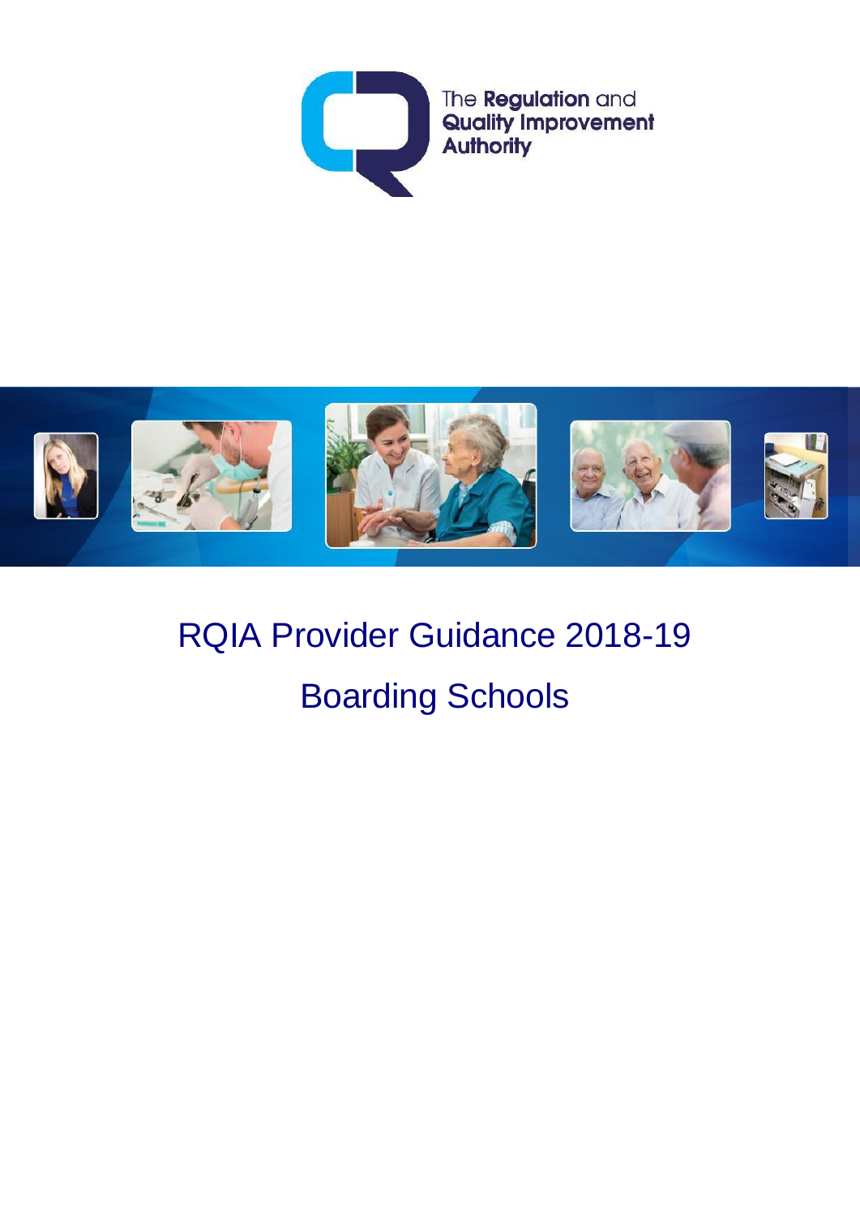The Regulation and Quality Improvement Authority

# RQIA Provider Guidance 2018-19

# Boarding Schools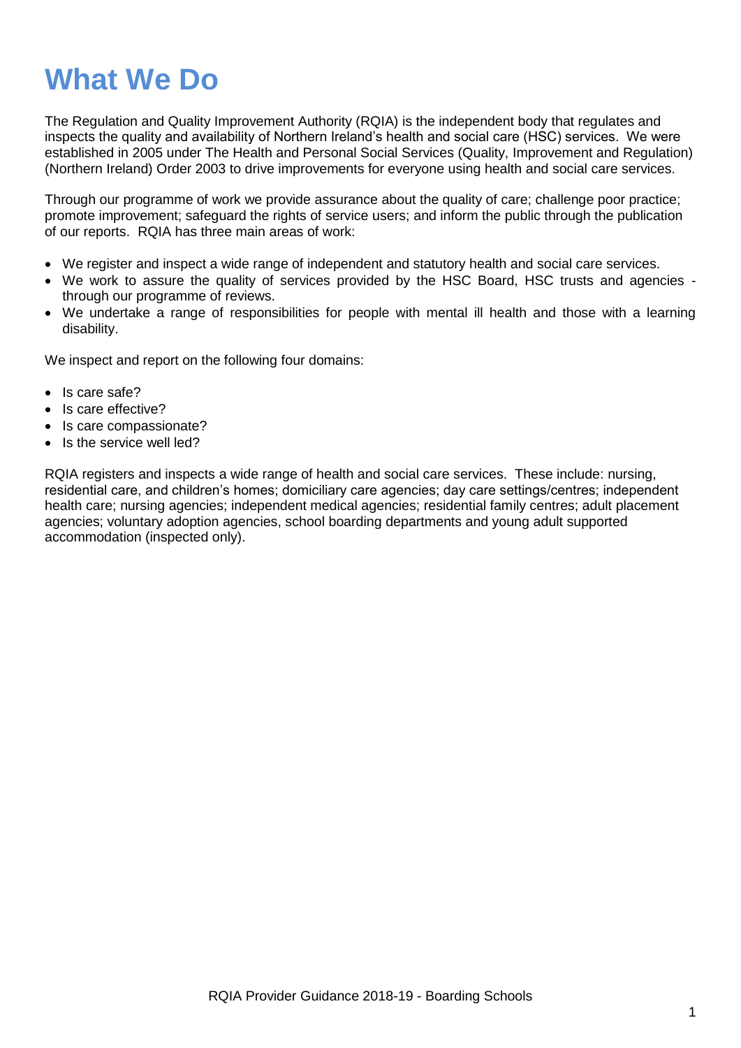# What We Do

The Regulation and Quality Improvement Authority (RQIA) is the independent body that regulates and inspects the quality and availability of Northern Ireland's health and social care (HSC) services. We were established in 2005 under The Health and Personal Social Services (Quality, Improvement and Regulation) (Northern Ireland) Order 2003 to drive improvements for everyone using health and social care services.

Through our programme of work we provide assurance about the quality of care; challenge poor practice; promote improvement; safeguard the rights of service users; and inform the public through the publication of our reports. RQIA has three main areas of work:

- We register and inspect a wide range of independent and statutory health and social care services.
- We work to assure the quality of services provided by the HSC Board, HSC trusts and agencies - through our programme of reviews.
- We undertake a range of responsibilities for people with mental ill health and those with a learning disability.

We inspect and report on the following four domains:

- Is care safe?
- Is care effective?
- Is care compassionate?
- Is the service well led?

RQIA registers and inspects a wide range of health and social care services. These include: nursing, residential care, and children's homes; domiciliary care agencies; day care settings/centres; independent health care; nursing agencies; independent medical agencies; residential family centres; adult placement agencies; voluntary adoption agencies, school boarding departments and young adult supported accommodation (inspected only).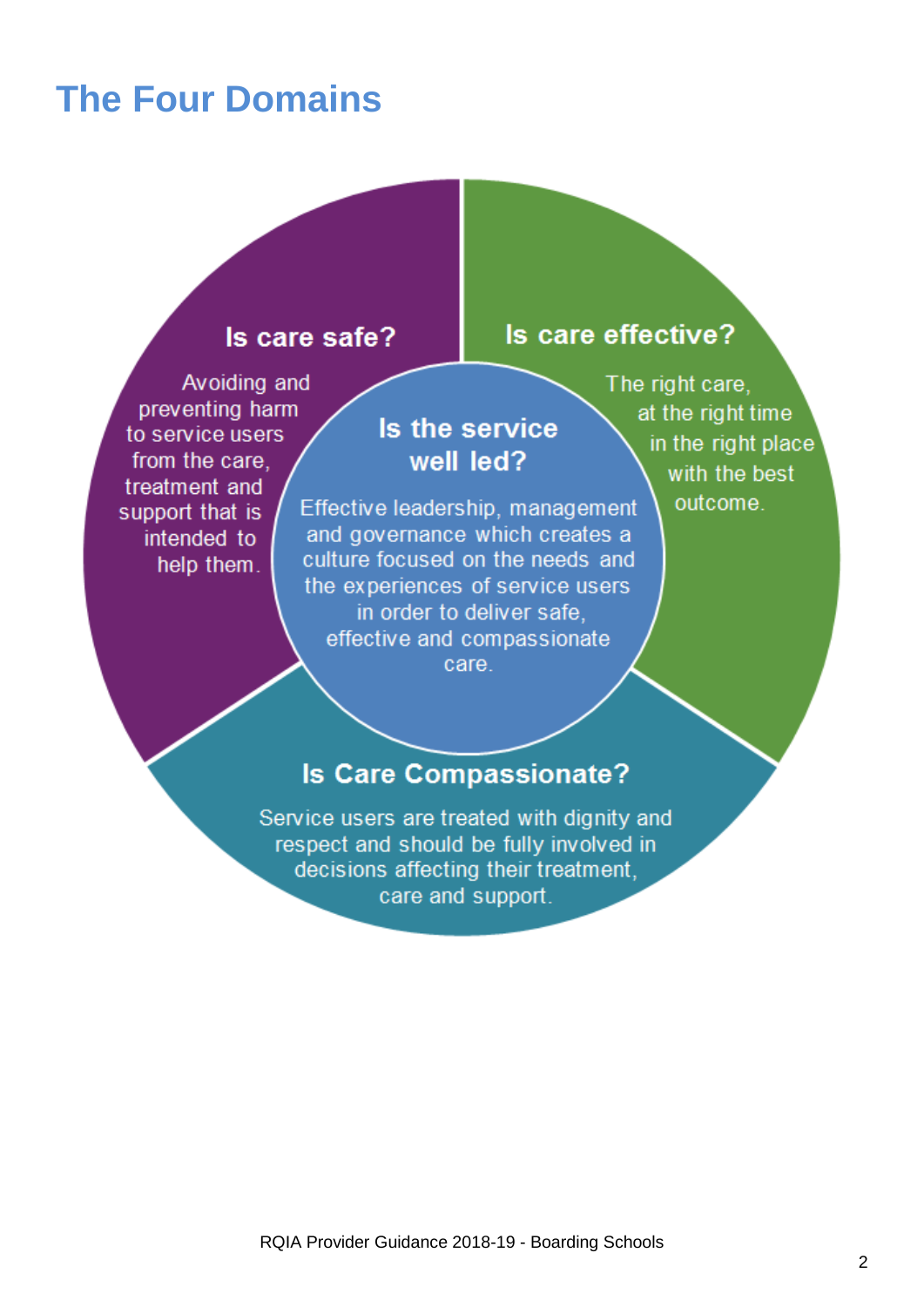# The Four Domains

### Is care safe?

Avoiding and preventing harm to service users from the care, treatment and support that is intended to help them.

### Is care effective?

The right care, at the right time in the right place with the best outcome.

### Is the service well led?

Effective leadership, management and governance which creates a culture focused on the needs and the experiences of service users in order to deliver safe, effective and compassionate care.

### Is Care Compassionate?

Service users are treated with dignity and respect and should be fully involved in decisions affecting their treatment, care and support.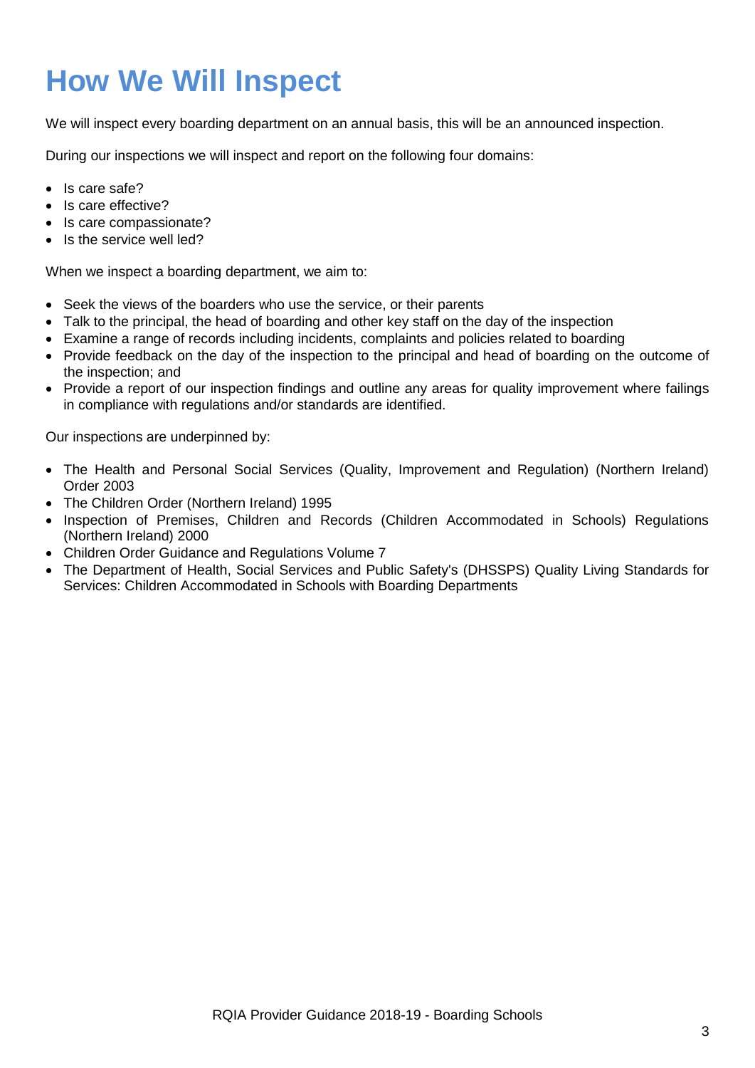# How We Will Inspect

We will inspect every boarding department on an annual basis, this will be an announced inspection.

During our inspections we will inspect and report on the following four domains:

- Is care safe?
- Is care effective?
- Is care compassionate?
- Is the service well led?

When we inspect a boarding department, we aim to:

- Seek the views of the boarders who use the service, or their parents
- Talk to the principal, the head of boarding and other key staff on the day of the inspection
- Examine a range of records including incidents, complaints and policies related to boarding
- Provide feedback on the day of the inspection to the principal and head of boarding on the outcome of the inspection; and
- Provide a report of our inspection findings and outline any areas for quality improvement where failings in compliance with regulations and/or standards are identified.

Our inspections are underpinned by:

- The Health and Personal Social Services (Quality, Improvement and Regulation) (Northern Ireland) Order 2003
- The Children Order (Northern Ireland) 1995
- Inspection of Premises, Children and Records (Children Accommodated in Schools) Regulations (Northern Ireland) 2000
- Children Order Guidance and Regulations Volume 7
- The Department of Health, Social Services and Public Safety's (DHSSPS) Quality Living Standards for Services: Children Accommodated in Schools with Boarding Departments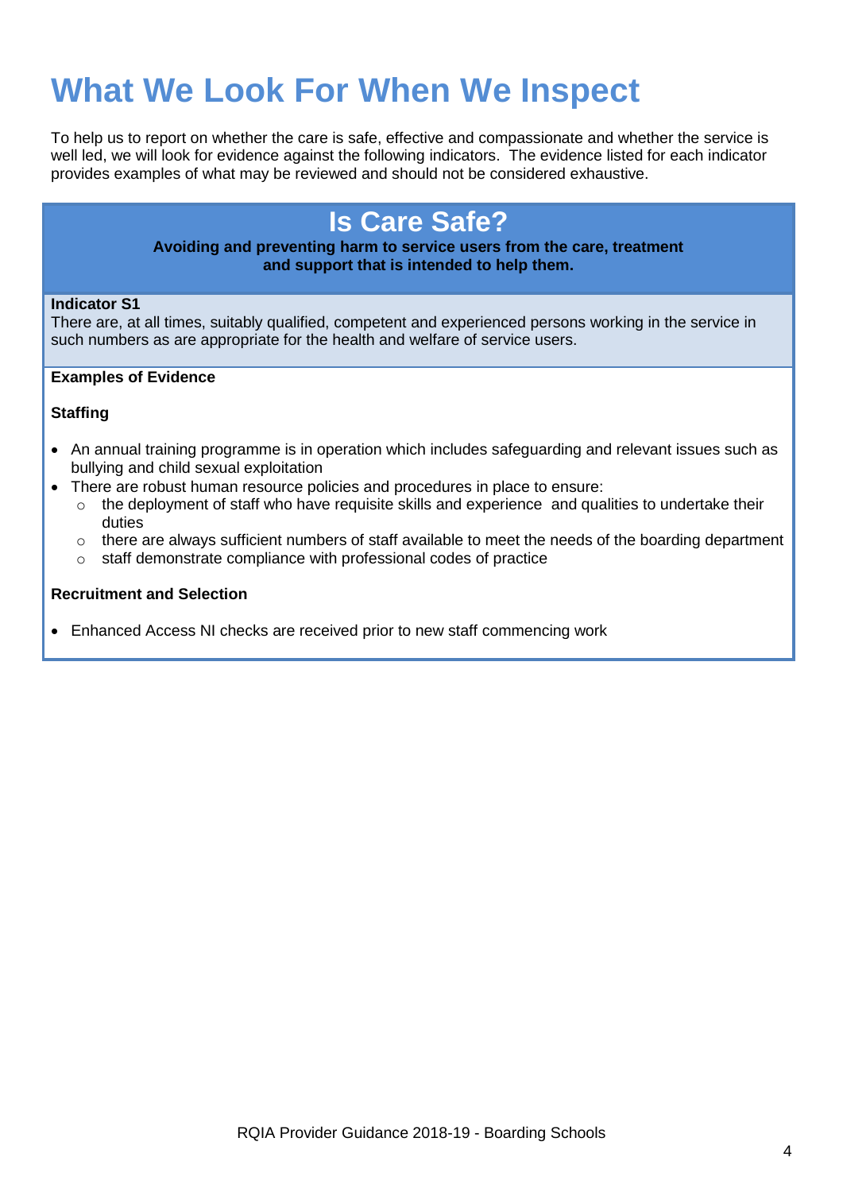# What We Look For When We Inspect

To help us to report on whether the care is safe, effective and compassionate and whether the service is well led, we will look for evidence against the following indicators. The evidence listed for each indicator provides examples of what may be reviewed and should not be considered exhaustive.

## Is Care Safe?

**Avoiding and preventing harm to service users from the care, treatment and support that is intended to help them.**

**Indicator S1**
There are, at all times, suitably qualified, competent and experienced persons working in the service in such numbers as are appropriate for the health and welfare of service users.

**Examples of Evidence**

**Staffing**

- An annual training programme is in operation which includes safeguarding and relevant issues such as bullying and child sexual exploitation
- There are robust human resource policies and procedures in place to ensure:
    - the deployment of staff who have requisite skills and experience and qualities to undertake their duties
    - there are always sufficient numbers of staff available to meet the needs of the boarding department
    - staff demonstrate compliance with professional codes of practice

**Recruitment and Selection**

- Enhanced Access NI checks are received prior to new staff commencing work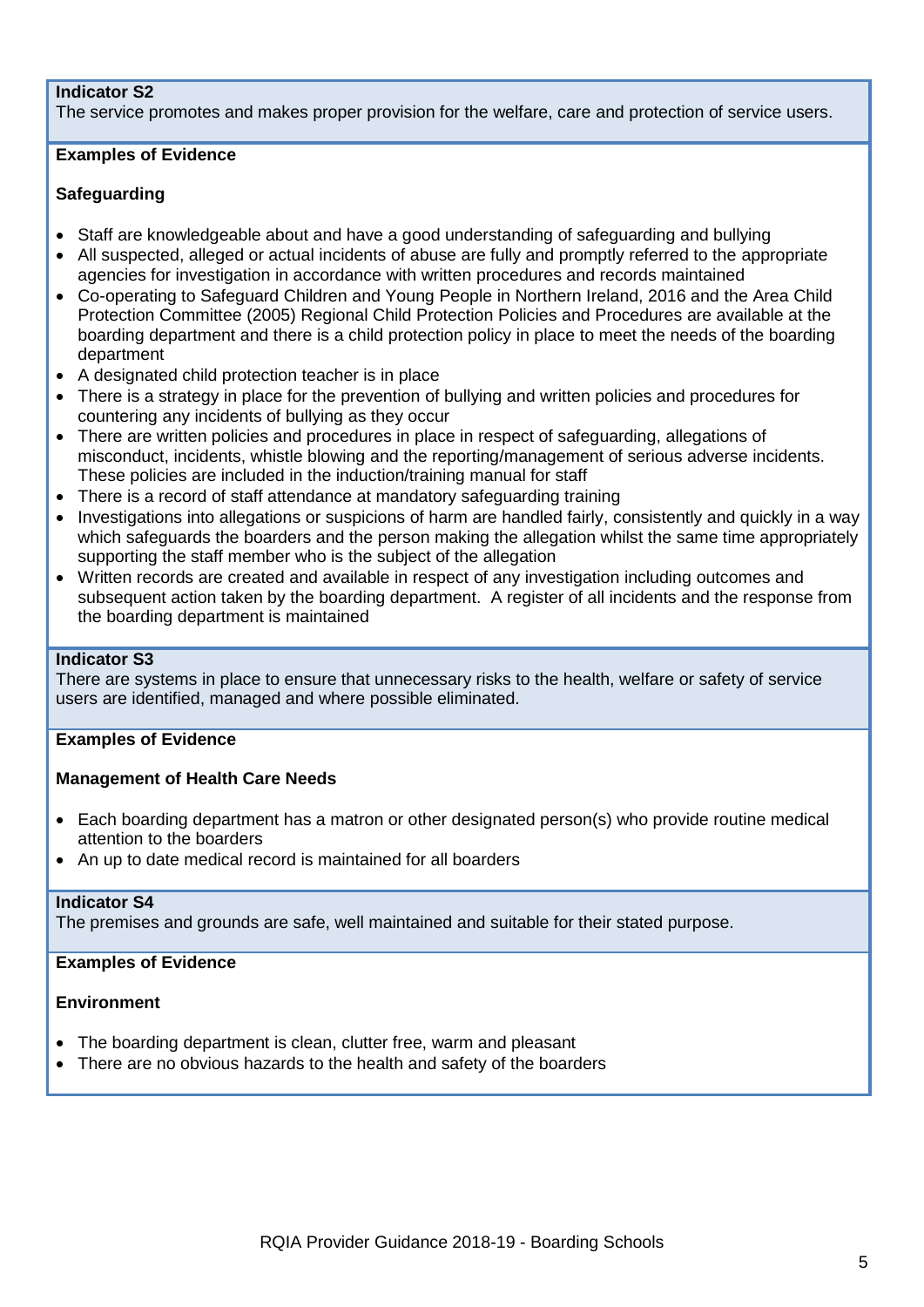**Indicator S2**

The service promotes and makes proper provision for the welfare, care and protection of service users.

**Examples of Evidence**

**Safeguarding**

- Staff are knowledgeable about and have a good understanding of safeguarding and bullying
- All suspected, alleged or actual incidents of abuse are fully and promptly referred to the appropriate agencies for investigation in accordance with written procedures and records maintained
- Co-operating to Safeguard Children and Young People in Northern Ireland, 2016 and the Area Child Protection Committee (2005) Regional Child Protection Policies and Procedures are available at the boarding department and there is a child protection policy in place to meet the needs of the boarding department
- A designated child protection teacher is in place
- There is a strategy in place for the prevention of bullying and written policies and procedures for countering any incidents of bullying as they occur
- There are written policies and procedures in place in respect of safeguarding, allegations of misconduct, incidents, whistle blowing and the reporting/management of serious adverse incidents. These policies are included in the induction/training manual for staff
- There is a record of staff attendance at mandatory safeguarding training
- Investigations into allegations or suspicions of harm are handled fairly, consistently and quickly in a way which safeguards the boarders and the person making the allegation whilst the same time appropriately supporting the staff member who is the subject of the allegation
- Written records are created and available in respect of any investigation including outcomes and subsequent action taken by the boarding department. A register of all incidents and the response from the boarding department is maintained

**Indicator S3**

There are systems in place to ensure that unnecessary risks to the health, welfare or safety of service users are identified, managed and where possible eliminated.

**Examples of Evidence**

**Management of Health Care Needs**

- Each boarding department has a matron or other designated person(s) who provide routine medical attention to the boarders
- An up to date medical record is maintained for all boarders

**Indicator S4**

The premises and grounds are safe, well maintained and suitable for their stated purpose.

**Examples of Evidence**

**Environment**

- The boarding department is clean, clutter free, warm and pleasant
- There are no obvious hazards to the health and safety of the boarders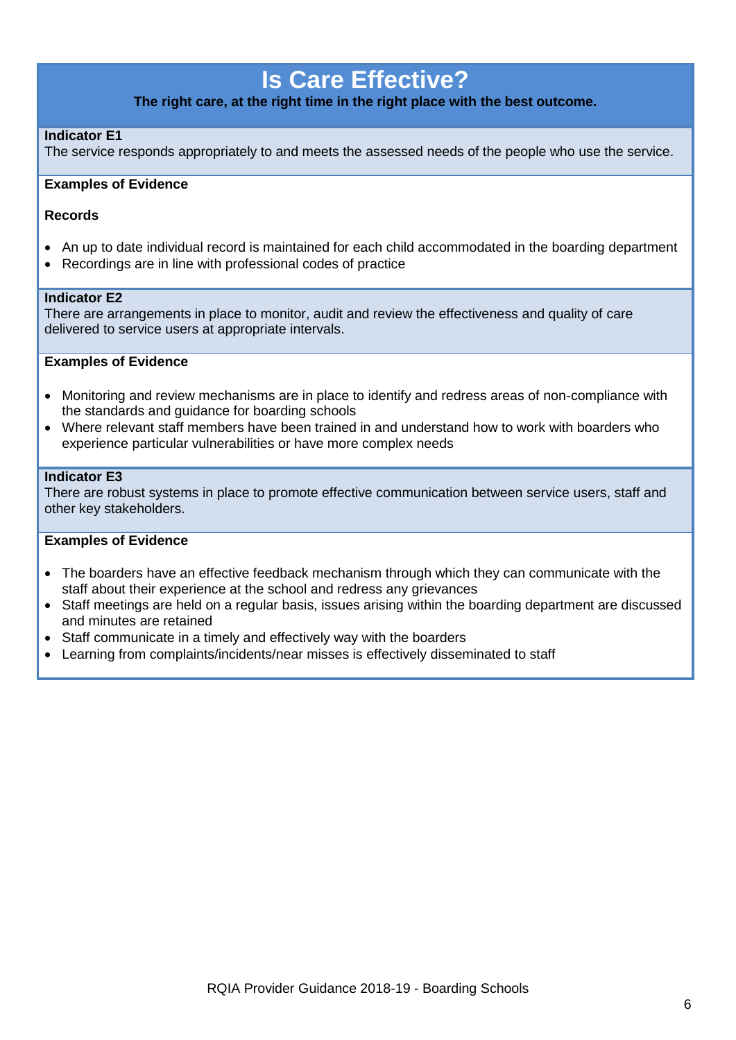# Is Care Effective?

**The right care, at the right time in the right place with the best outcome.**

**Indicator E1**

The service responds appropriately to and meets the assessed needs of the people who use the service.

**Examples of Evidence**

**Records**

- An up to date individual record is maintained for each child accommodated in the boarding department
- Recordings are in line with professional codes of practice

**Indicator E2**

There are arrangements in place to monitor, audit and review the effectiveness and quality of care delivered to service users at appropriate intervals.

**Examples of Evidence**

- Monitoring and review mechanisms are in place to identify and redress areas of non-compliance with the standards and guidance for boarding schools
- Where relevant staff members have been trained in and understand how to work with boarders who experience particular vulnerabilities or have more complex needs

**Indicator E3**

There are robust systems in place to promote effective communication between service users, staff and other key stakeholders.

**Examples of Evidence**

- The boarders have an effective feedback mechanism through which they can communicate with the staff about their experience at the school and redress any grievances
- Staff meetings are held on a regular basis, issues arising within the boarding department are discussed and minutes are retained
- Staff communicate in a timely and effectively way with the boarders
- Learning from complaints/incidents/near misses is effectively disseminated to staff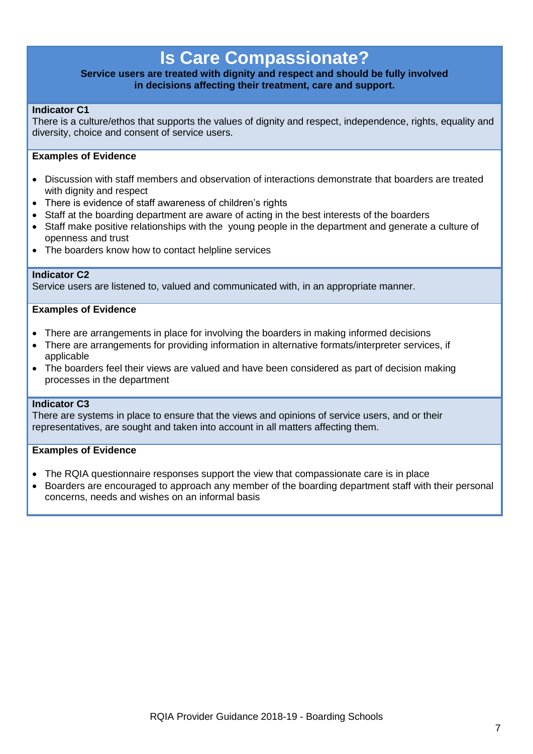# Is Care Compassionate?

**Service users are treated with dignity and respect and should be fully involved in decisions affecting their treatment, care and support.**

**Indicator C1**
There is a culture/ethos that supports the values of dignity and respect, independence, rights, equality and diversity, choice and consent of service users.

**Examples of Evidence**

- Discussion with staff members and observation of interactions demonstrate that boarders are treated with dignity and respect
- There is evidence of staff awareness of children's rights
- Staff at the boarding department are aware of acting in the best interests of the boarders
- Staff make positive relationships with the young people in the department and generate a culture of openness and trust
- The boarders know how to contact helpline services

**Indicator C2**
Service users are listened to, valued and communicated with, in an appropriate manner.

**Examples of Evidence**

- There are arrangements in place for involving the boarders in making informed decisions
- There are arrangements for providing information in alternative formats/interpreter services, if applicable
- The boarders feel their views are valued and have been considered as part of decision making processes in the department

**Indicator C3**
There are systems in place to ensure that the views and opinions of service users, and or their representatives, are sought and taken into account in all matters affecting them.

**Examples of Evidence**

- The RQIA questionnaire responses support the view that compassionate care is in place
- Boarders are encouraged to approach any member of the boarding department staff with their personal concerns, needs and wishes on an informal basis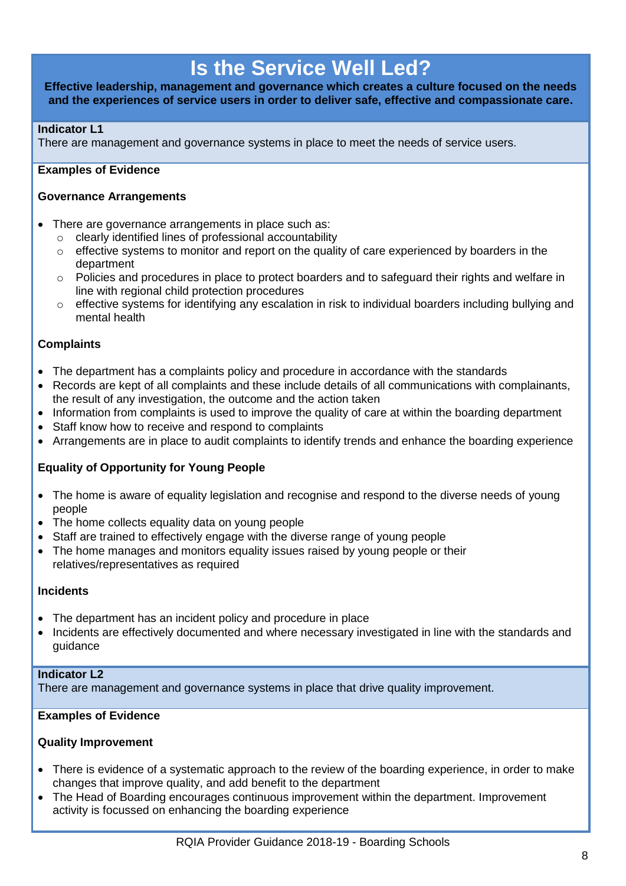# Is the Service Well Led?

**Effective leadership, management and governance which creates a culture focused on the needs and the experiences of service users in order to deliver safe, effective and compassionate care.**

**Indicator L1**
There are management and governance systems in place to meet the needs of service users.

**Examples of Evidence**

**Governance Arrangements**

- There are governance arrangements in place such as:
  - clearly identified lines of professional accountability
  - effective systems to monitor and report on the quality of care experienced by boarders in the department
  - Policies and procedures in place to protect boarders and to safeguard their rights and welfare in line with regional child protection procedures
  - effective systems for identifying any escalation in risk to individual boarders including bullying and mental health

**Complaints**

- The department has a complaints policy and procedure in accordance with the standards
- Records are kept of all complaints and these include details of all communications with complainants, the result of any investigation, the outcome and the action taken
- Information from complaints is used to improve the quality of care at within the boarding department
- Staff know how to receive and respond to complaints
- Arrangements are in place to audit complaints to identify trends and enhance the boarding experience

**Equality of Opportunity for Young People**

- The home is aware of equality legislation and recognise and respond to the diverse needs of young people
- The home collects equality data on young people
- Staff are trained to effectively engage with the diverse range of young people
- The home manages and monitors equality issues raised by young people or their relatives/representatives as required

**Incidents**

- The department has an incident policy and procedure in place
- Incidents are effectively documented and where necessary investigated in line with the standards and guidance

**Indicator L2**
There are management and governance systems in place that drive quality improvement.

**Examples of Evidence**

**Quality Improvement**

- There is evidence of a systematic approach to the review of the boarding experience, in order to make changes that improve quality, and add benefit to the department
- The Head of Boarding encourages continuous improvement within the department. Improvement activity is focussed on enhancing the boarding experience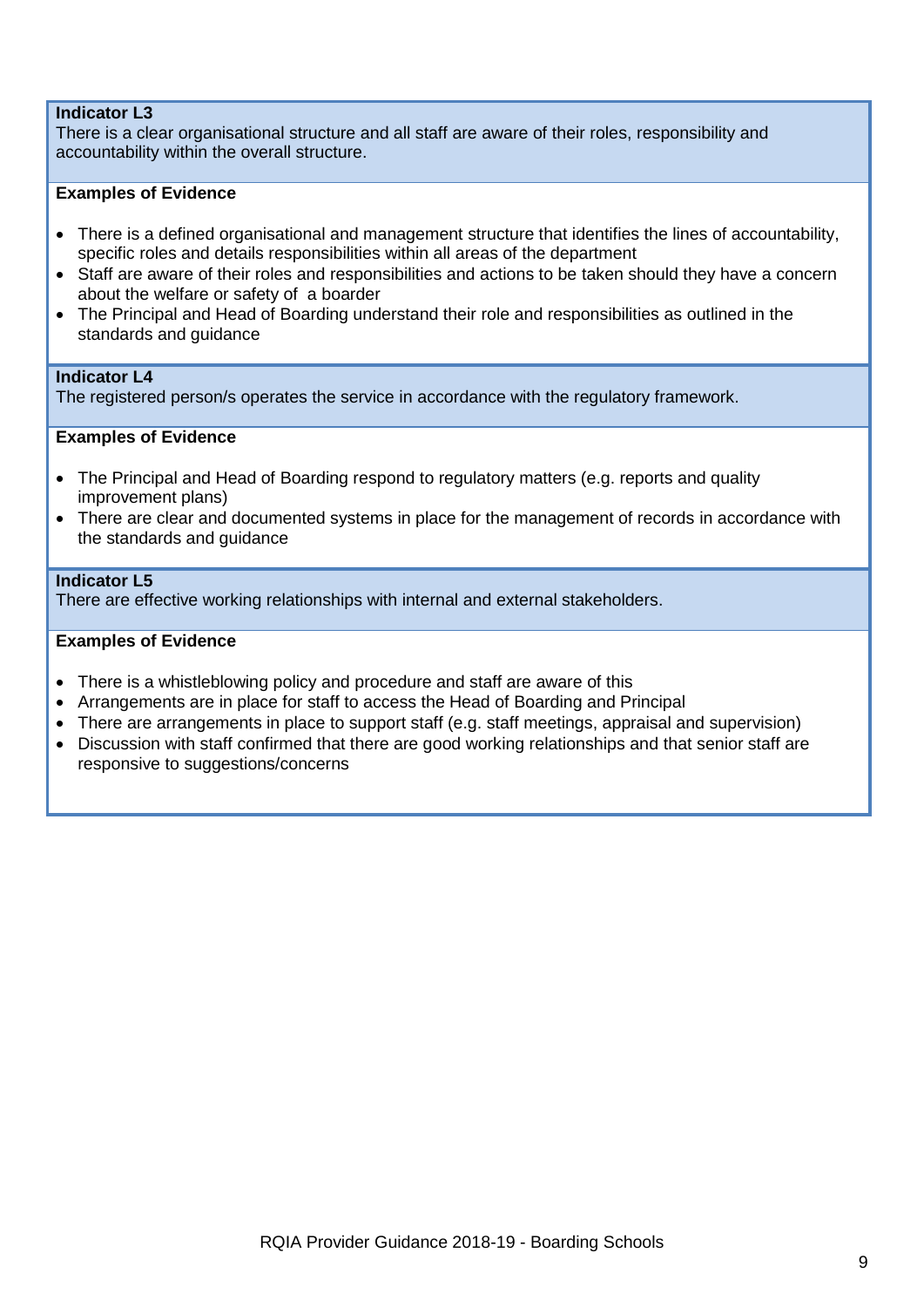**Indicator L3**
There is a clear organisational structure and all staff are aware of their roles, responsibility and accountability within the overall structure.

**Examples of Evidence**

- There is a defined organisational and management structure that identifies the lines of accountability, specific roles and details responsibilities within all areas of the department
- Staff are aware of their roles and responsibilities and actions to be taken should they have a concern about the welfare or safety of a boarder
- The Principal and Head of Boarding understand their role and responsibilities as outlined in the standards and guidance

**Indicator L4**
The registered person/s operates the service in accordance with the regulatory framework.

**Examples of Evidence**

- The Principal and Head of Boarding respond to regulatory matters (e.g. reports and quality improvement plans)
- There are clear and documented systems in place for the management of records in accordance with the standards and guidance

**Indicator L5**
There are effective working relationships with internal and external stakeholders.

**Examples of Evidence**

- There is a whistleblowing policy and procedure and staff are aware of this
- Arrangements are in place for staff to access the Head of Boarding and Principal
- There are arrangements in place to support staff (e.g. staff meetings, appraisal and supervision)
- Discussion with staff confirmed that there are good working relationships and that senior staff are responsive to suggestions/concerns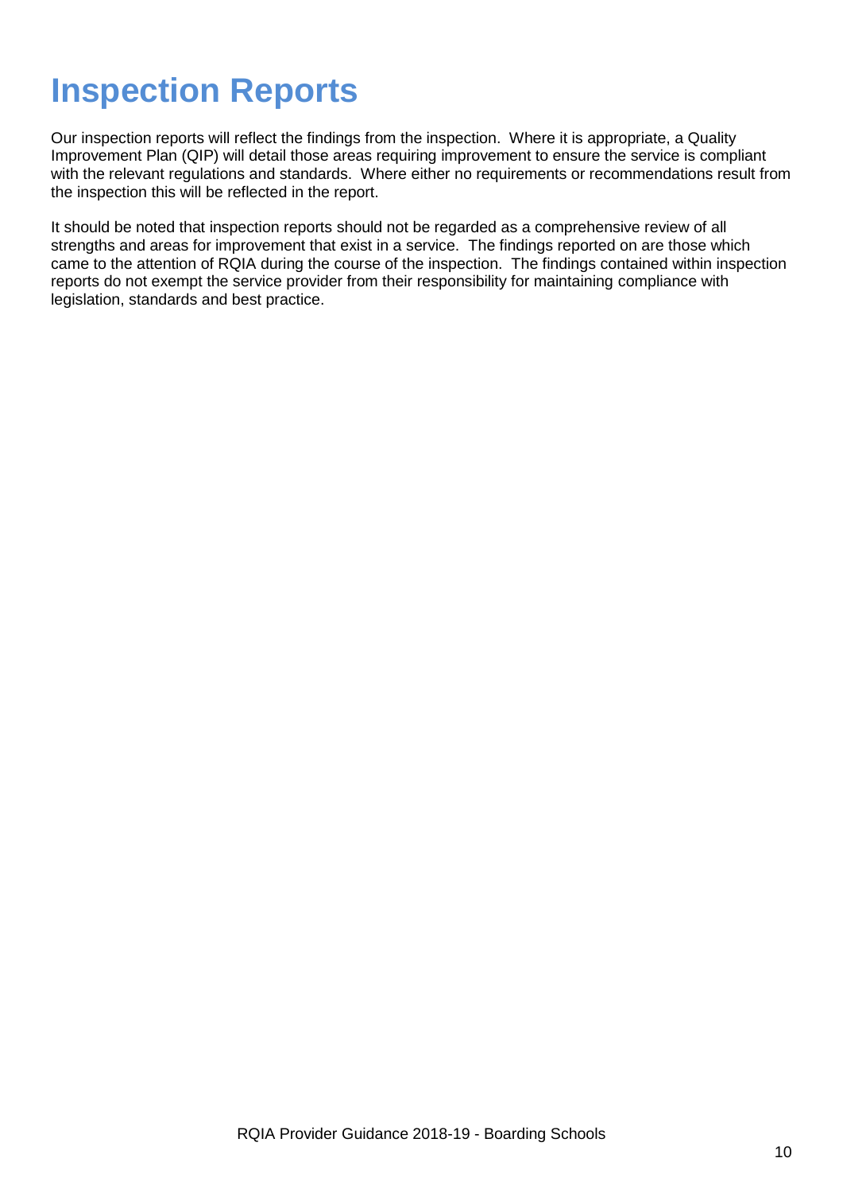# Inspection Reports

Our inspection reports will reflect the findings from the inspection. Where it is appropriate, a Quality Improvement Plan (QIP) will detail those areas requiring improvement to ensure the service is compliant with the relevant regulations and standards. Where either no requirements or recommendations result from the inspection this will be reflected in the report.

It should be noted that inspection reports should not be regarded as a comprehensive review of all strengths and areas for improvement that exist in a service. The findings reported on are those which came to the attention of RQIA during the course of the inspection. The findings contained within inspection reports do not exempt the service provider from their responsibility for maintaining compliance with legislation, standards and best practice.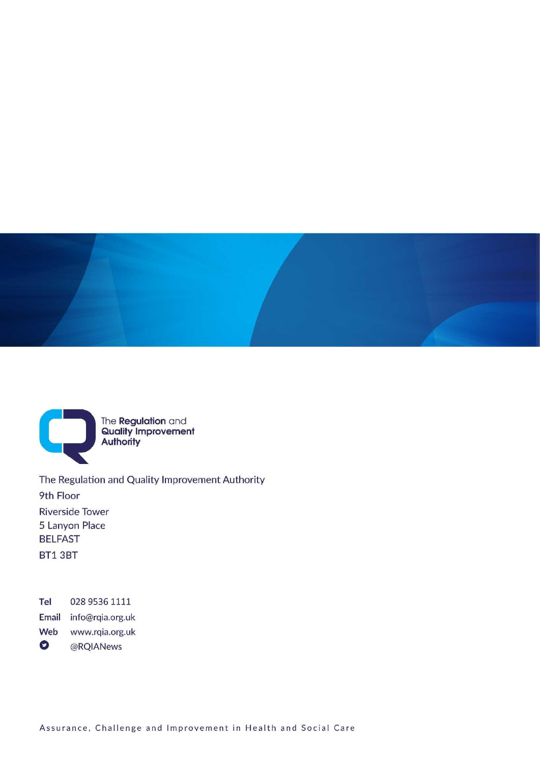The Regulation and Quality Improvement Authority

The Regulation and Quality Improvement Authority
9th Floor
Riverside Tower
5 Lanyon Place
BELFAST
BT1 3BT

**Tel** 028 9536 1111
**Email** info@rqia.org.uk
**Web** www.rqia.org.uk
@RQIANews

Assurance, Challenge and Improvement in Health and Social Care